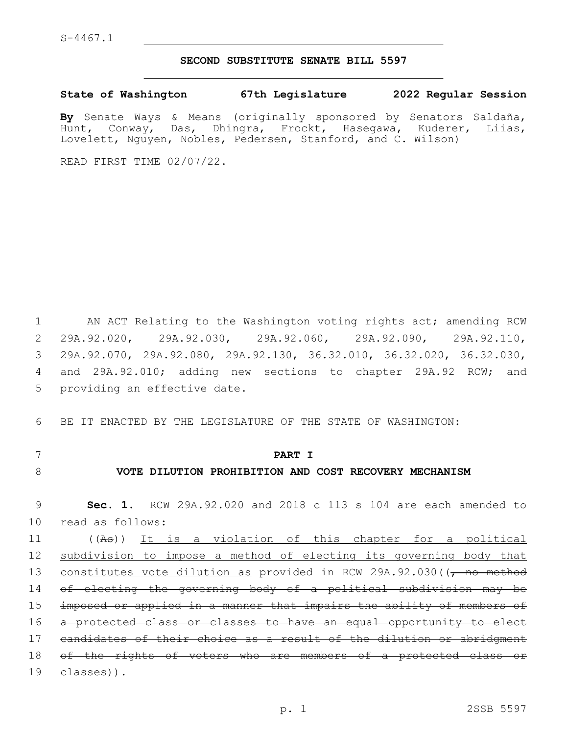S-4467.1

# SECOND SUBSTITUTE SENATE BILL 5597

**State of Washington 67th Legislature 2022 Regular Session**

**By** Senate Ways & Means (originally sponsored by Senators Saldaña, Hunt, Conway, Das, Dhingra, Frockt, Hasegawa, Kuderer, Liias, Lovelett, Nguyen, Nobles, Pedersen, Stanford, and C. Wilson)

READ FIRST TIME 02/07/22.

AN ACT Relating to the Washington voting rights act; amending RCW 29A.92.020, 29A.92.030, 29A.92.060, 29A.92.090, 29A.92.110, 29A.92.070, 29A.92.080, 29A.92.130, 36.32.010, 36.32.020, 36.32.030, and 29A.92.010; adding new sections to chapter 29A.92 RCW; and providing an effective date.

BE IT ENACTED BY THE LEGISLATURE OF THE STATE OF WASHINGTON:

## PART I

## VOTE DILUTION PROHIBITION AND COST RECOVERY MECHANISM

**Sec. 1.** RCW 29A.92.020 and 2018 c 113 s 104 are each amended to read as follows:

((~~As~~)) <u>It is a violation of this chapter for a political subdivision to impose a method of electing its governing body that constitutes vote dilution as</u> provided in RCW 29A.92.030((~~, no method of electing the governing body of a political subdivision may be imposed or applied in a manner that impairs the ability of members of a protected class or classes to have an equal opportunity to elect candidates of their choice as a result of the dilution or abridgment of the rights of voters who are members of a protected class or classes~~)).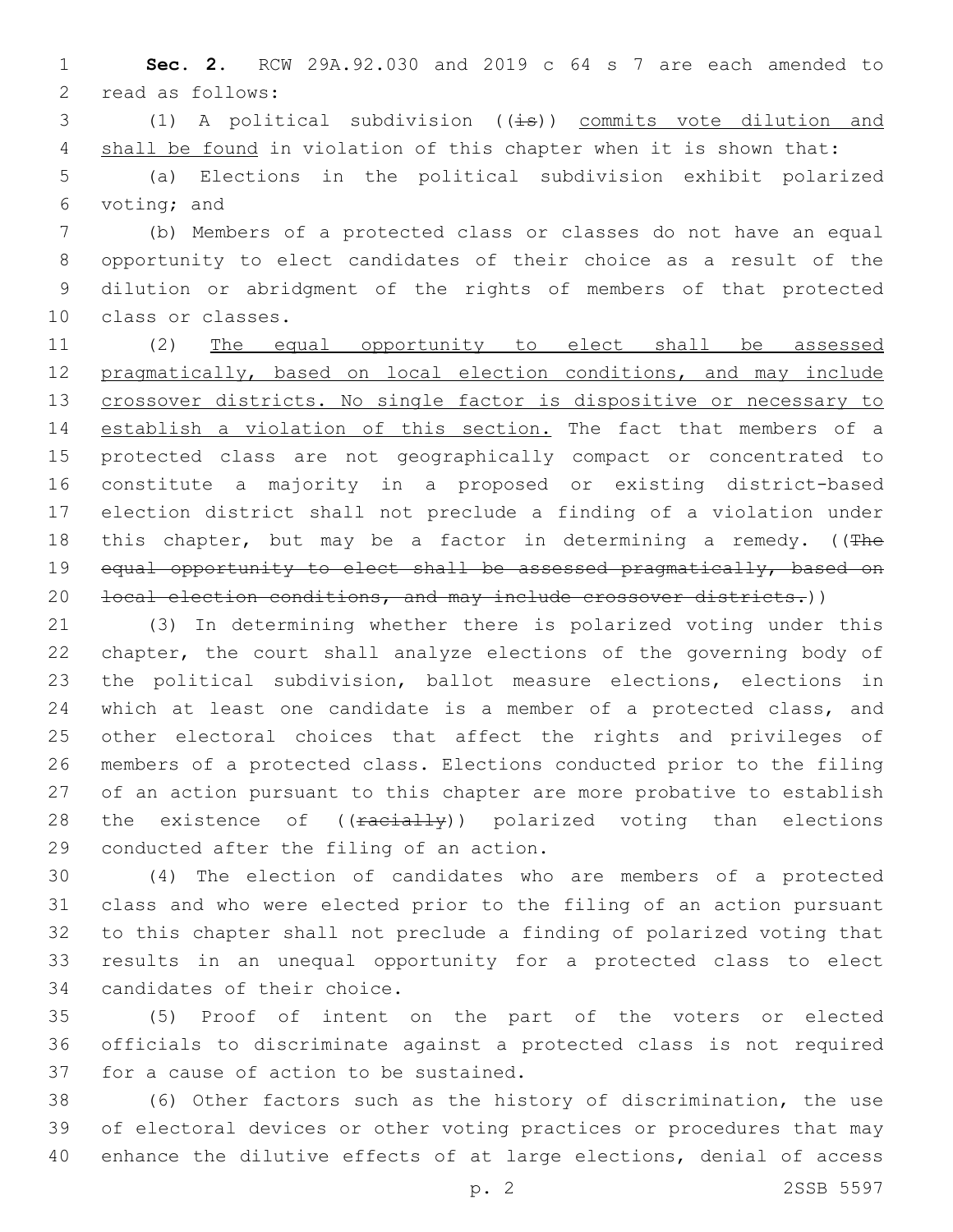**Sec. 2.** RCW 29A.92.030 and 2019 c 64 s 7 are each amended to read as follows:

(1) A political subdivision ((~~is~~)) <u>commits vote dilution and shall be found</u> in violation of this chapter when it is shown that:

(a) Elections in the political subdivision exhibit polarized voting; and

(b) Members of a protected class or classes do not have an equal opportunity to elect candidates of their choice as a result of the dilution or abridgment of the rights of members of that protected class or classes.

(2) <u>The equal opportunity to elect shall be assessed pragmatically, based on local election conditions, and may include crossover districts. No single factor is dispositive or necessary to establish a violation of this section.</u> The fact that members of a protected class are not geographically compact or concentrated to constitute a majority in a proposed or existing district-based election district shall not preclude a finding of a violation under this chapter, but may be a factor in determining a remedy. ((~~The equal opportunity to elect shall be assessed pragmatically, based on local election conditions, and may include crossover districts.~~))

(3) In determining whether there is polarized voting under this chapter, the court shall analyze elections of the governing body of the political subdivision, ballot measure elections, elections in which at least one candidate is a member of a protected class, and other electoral choices that affect the rights and privileges of members of a protected class. Elections conducted prior to the filing of an action pursuant to this chapter are more probative to establish the existence of ((~~racially~~)) polarized voting than elections conducted after the filing of an action.

(4) The election of candidates who are members of a protected class and who were elected prior to the filing of an action pursuant to this chapter shall not preclude a finding of polarized voting that results in an unequal opportunity for a protected class to elect candidates of their choice.

(5) Proof of intent on the part of the voters or elected officials to discriminate against a protected class is not required for a cause of action to be sustained.

(6) Other factors such as the history of discrimination, the use of electoral devices or other voting practices or procedures that may enhance the dilutive effects of at large elections, denial of access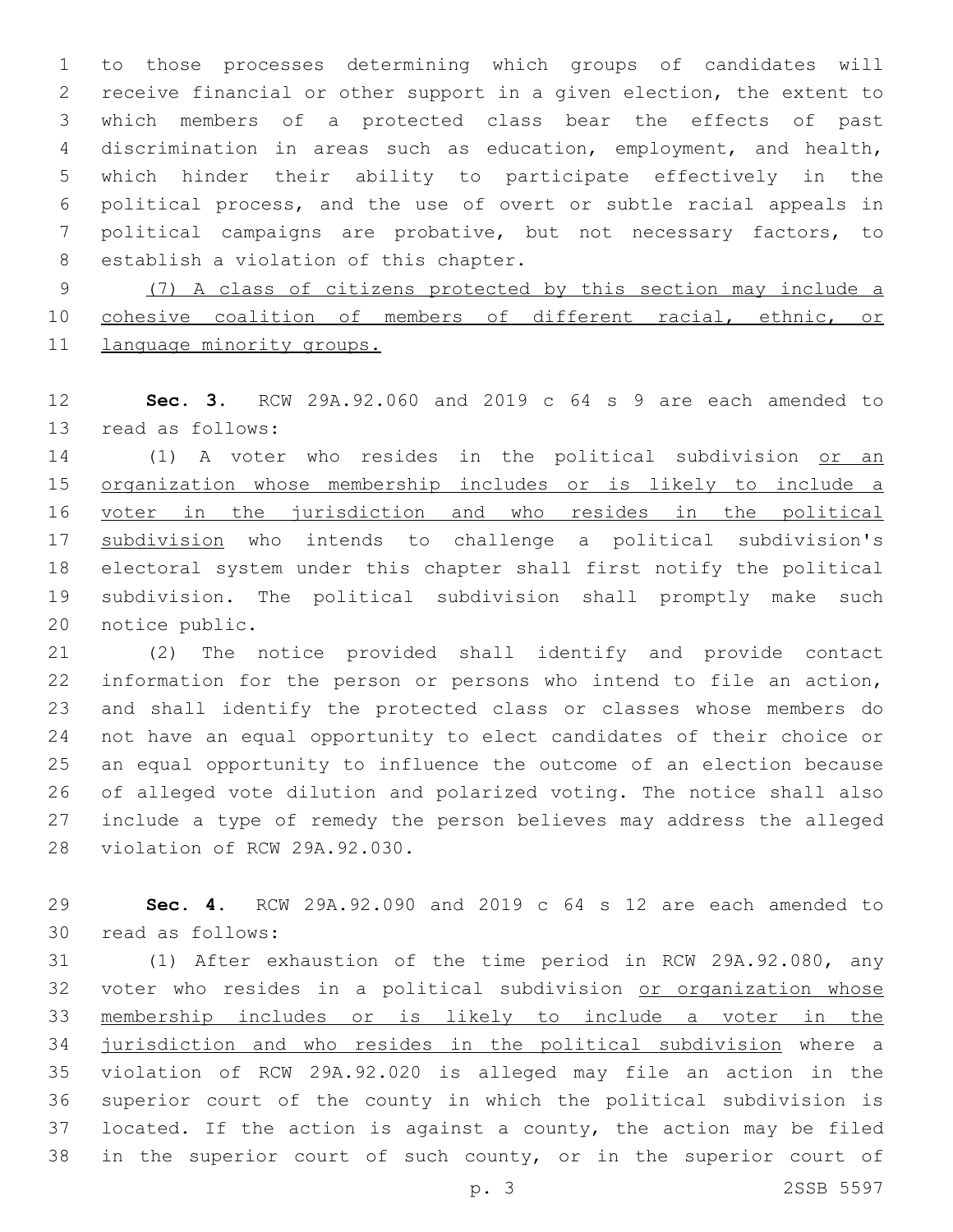to those processes determining which groups of candidates will receive financial or other support in a given election, the extent to which members of a protected class bear the effects of past discrimination in areas such as education, employment, and health, which hinder their ability to participate effectively in the political process, and the use of overt or subtle racial appeals in political campaigns are probative, but not necessary factors, to establish a violation of this chapter.

<u>(7) A class of citizens protected by this section may include a cohesive coalition of members of different racial, ethnic, or language minority groups.</u>

**Sec. 3.** RCW 29A.92.060 and 2019 c 64 s 9 are each amended to read as follows:

(1) A voter who resides in the political subdivision <u>or an organization whose membership includes or is likely to include a voter in the jurisdiction and who resides in the political subdivision</u> who intends to challenge a political subdivision's electoral system under this chapter shall first notify the political subdivision. The political subdivision shall promptly make such notice public.

(2) The notice provided shall identify and provide contact information for the person or persons who intend to file an action, and shall identify the protected class or classes whose members do not have an equal opportunity to elect candidates of their choice or an equal opportunity to influence the outcome of an election because of alleged vote dilution and polarized voting. The notice shall also include a type of remedy the person believes may address the alleged violation of RCW 29A.92.030.

**Sec. 4.** RCW 29A.92.090 and 2019 c 64 s 12 are each amended to read as follows:

(1) After exhaustion of the time period in RCW 29A.92.080, any voter who resides in a political subdivision <u>or organization whose membership includes or is likely to include a voter in the jurisdiction and who resides in the political subdivision</u> where a violation of RCW 29A.92.020 is alleged may file an action in the superior court of the county in which the political subdivision is located. If the action is against a county, the action may be filed in the superior court of such county, or in the superior court of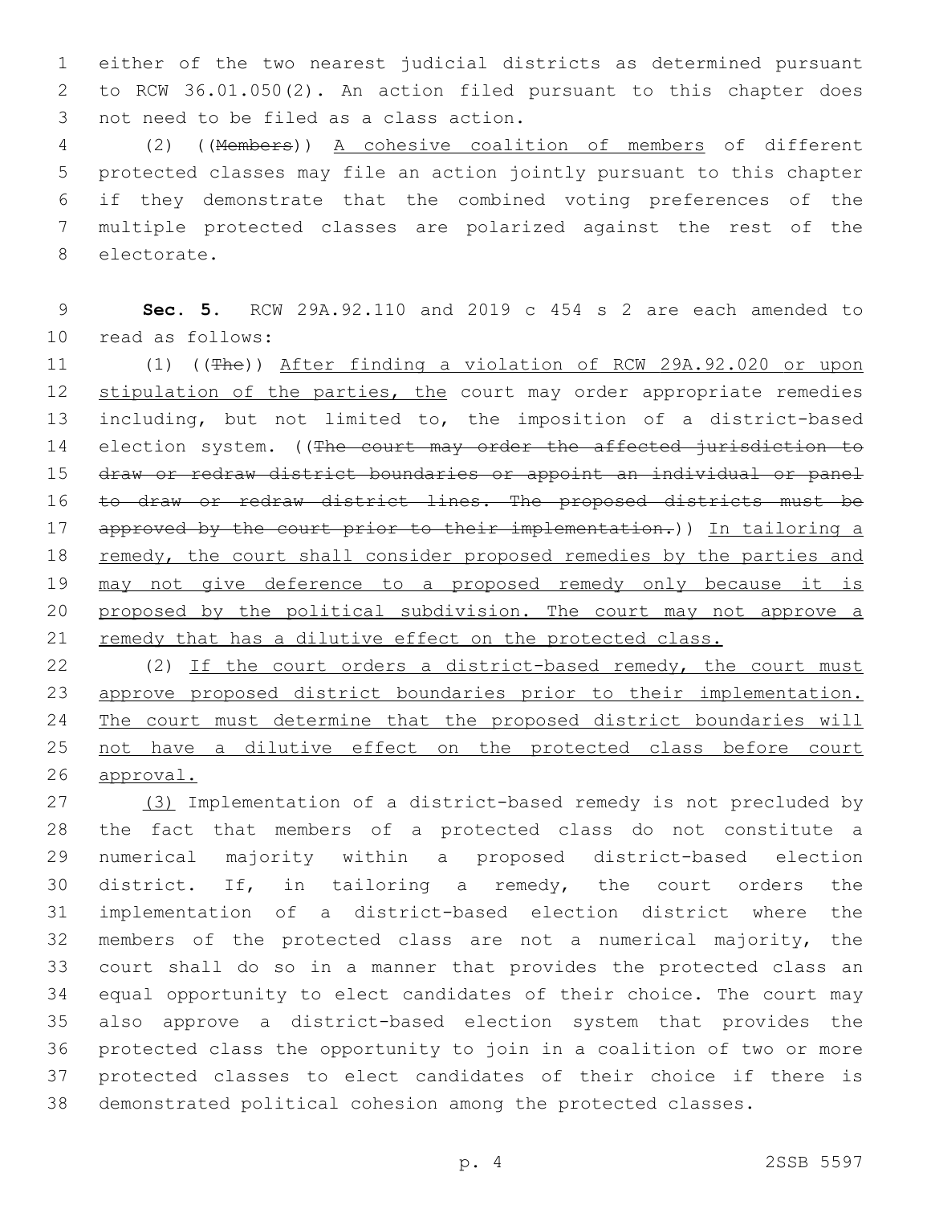either of the two nearest judicial districts as determined pursuant to RCW 36.01.050(2). An action filed pursuant to this chapter does not need to be filed as a class action.

(2) ((~~Members~~)) <u>A cohesive coalition of members</u> of different protected classes may file an action jointly pursuant to this chapter if they demonstrate that the combined voting preferences of the multiple protected classes are polarized against the rest of the electorate.

**Sec. 5.** RCW 29A.92.110 and 2019 c 454 s 2 are each amended to read as follows:

(1) ((~~The~~)) <u>After finding a violation of RCW 29A.92.020 or upon stipulation of the parties, the</u> court may order appropriate remedies including, but not limited to, the imposition of a district-based election system. ((~~The court may order the affected jurisdiction to draw or redraw district boundaries or appoint an individual or panel to draw or redraw district lines. The proposed districts must be approved by the court prior to their implementation.~~)) <u>In tailoring a remedy, the court shall consider proposed remedies by the parties and may not give deference to a proposed remedy only because it is proposed by the political subdivision. The court may not approve a remedy that has a dilutive effect on the protected class.</u>

(2) <u>If the court orders a district-based remedy, the court must approve proposed district boundaries prior to their implementation. The court must determine that the proposed district boundaries will not have a dilutive effect on the protected class before court approval.</u>

<u>(3)</u> Implementation of a district-based remedy is not precluded by the fact that members of a protected class do not constitute a numerical majority within a proposed district-based election district. If, in tailoring a remedy, the court orders the implementation of a district-based election district where the members of the protected class are not a numerical majority, the court shall do so in a manner that provides the protected class an equal opportunity to elect candidates of their choice. The court may also approve a district-based election system that provides the protected class the opportunity to join in a coalition of two or more protected classes to elect candidates of their choice if there is demonstrated political cohesion among the protected classes.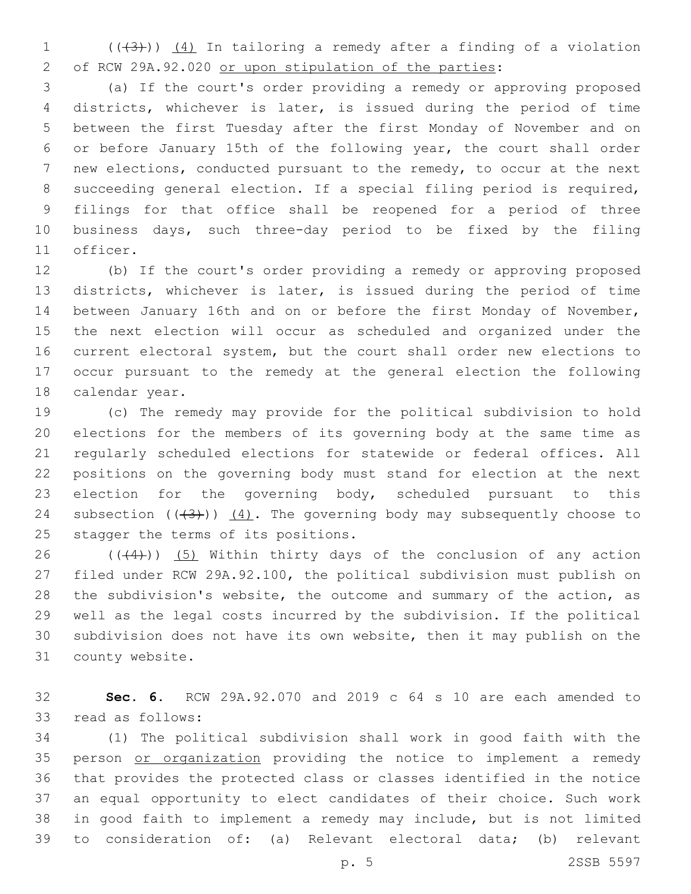((~~(3)~~)) <u>(4)</u> In tailoring a remedy after a finding of a violation of RCW 29A.92.020 <u>or upon stipulation of the parties</u>:

(a) If the court's order providing a remedy or approving proposed districts, whichever is later, is issued during the period of time between the first Tuesday after the first Monday of November and on or before January 15th of the following year, the court shall order new elections, conducted pursuant to the remedy, to occur at the next succeeding general election. If a special filing period is required, filings for that office shall be reopened for a period of three business days, such three-day period to be fixed by the filing officer.

(b) If the court's order providing a remedy or approving proposed districts, whichever is later, is issued during the period of time between January 16th and on or before the first Monday of November, the next election will occur as scheduled and organized under the current electoral system, but the court shall order new elections to occur pursuant to the remedy at the general election the following calendar year.

(c) The remedy may provide for the political subdivision to hold elections for the members of its governing body at the same time as regularly scheduled elections for statewide or federal offices. All positions on the governing body must stand for election at the next election for the governing body, scheduled pursuant to this subsection ((~~(3)~~)) <u>(4)</u>. The governing body may subsequently choose to stagger the terms of its positions.

((~~(4)~~)) <u>(5)</u> Within thirty days of the conclusion of any action filed under RCW 29A.92.100, the political subdivision must publish on the subdivision's website, the outcome and summary of the action, as well as the legal costs incurred by the subdivision. If the political subdivision does not have its own website, then it may publish on the county website.

**Sec. 6.** RCW 29A.92.070 and 2019 c 64 s 10 are each amended to read as follows:

(1) The political subdivision shall work in good faith with the person <u>or organization</u> providing the notice to implement a remedy that provides the protected class or classes identified in the notice an equal opportunity to elect candidates of their choice. Such work in good faith to implement a remedy may include, but is not limited to consideration of: (a) Relevant electoral data; (b) relevant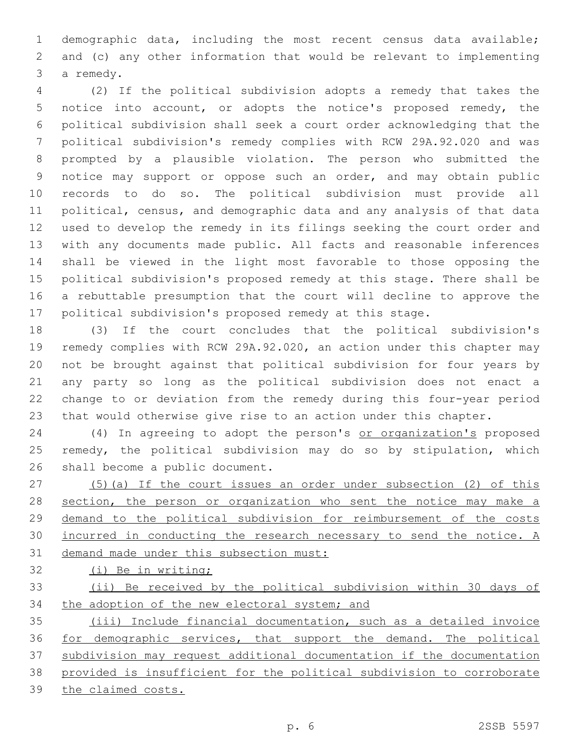demographic data, including the most recent census data available; and (c) any other information that would be relevant to implementing a remedy.

(2) If the political subdivision adopts a remedy that takes the notice into account, or adopts the notice's proposed remedy, the political subdivision shall seek a court order acknowledging that the political subdivision's remedy complies with RCW 29A.92.020 and was prompted by a plausible violation. The person who submitted the notice may support or oppose such an order, and may obtain public records to do so. The political subdivision must provide all political, census, and demographic data and any analysis of that data used to develop the remedy in its filings seeking the court order and with any documents made public. All facts and reasonable inferences shall be viewed in the light most favorable to those opposing the political subdivision's proposed remedy at this stage. There shall be a rebuttable presumption that the court will decline to approve the political subdivision's proposed remedy at this stage.

(3) If the court concludes that the political subdivision's remedy complies with RCW 29A.92.020, an action under this chapter may not be brought against that political subdivision for four years by any party so long as the political subdivision does not enact a change to or deviation from the remedy during this four-year period that would otherwise give rise to an action under this chapter.

(4) In agreeing to adopt the person's <u>or organization's</u> proposed remedy, the political subdivision may do so by stipulation, which shall become a public document.

<u>(5)(a) If the court issues an order under subsection (2) of this section, the person or organization who sent the notice may make a demand to the political subdivision for reimbursement of the costs incurred in conducting the research necessary to send the notice. A demand made under this subsection must:</u>

<u>(i) Be in writing;</u>

<u>(ii) Be received by the political subdivision within 30 days of the adoption of the new electoral system; and</u>

<u>(iii) Include financial documentation, such as a detailed invoice for demographic services, that support the demand. The political subdivision may request additional documentation if the documentation provided is insufficient for the political subdivision to corroborate the claimed costs.</u>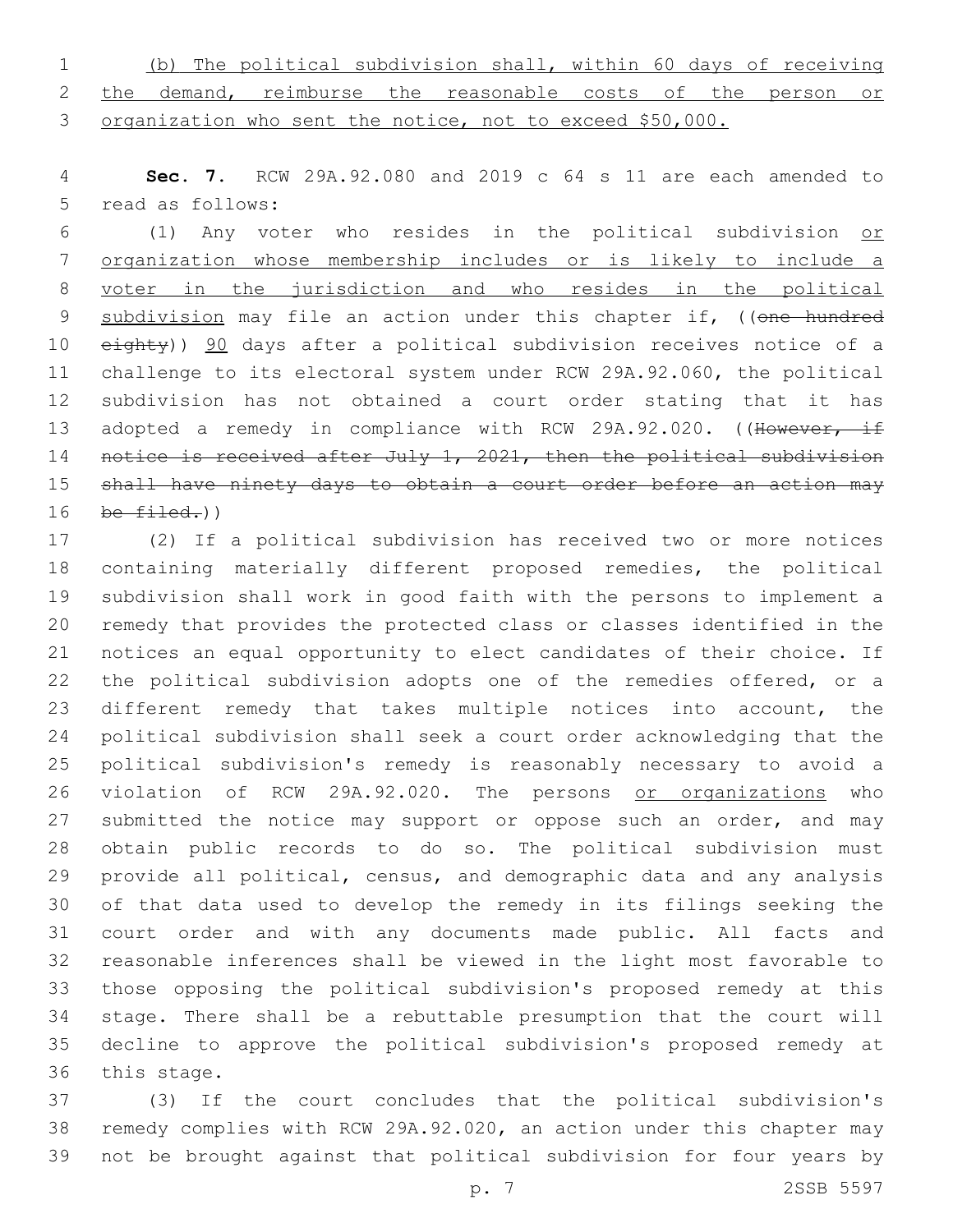(b) The political subdivision shall, within 60 days of receiving the demand, reimburse the reasonable costs of the person or organization who sent the notice, not to exceed $50,000.

**Sec. 7.** RCW 29A.92.080 and 2019 c 64 s 11 are each amended to read as follows:

(1) Any voter who resides in the political subdivision or organization whose membership includes or is likely to include a voter in the jurisdiction and who resides in the political subdivision may file an action under this chapter if, ((~~one hundred eighty~~)) 90 days after a political subdivision receives notice of a challenge to its electoral system under RCW 29A.92.060, the political subdivision has not obtained a court order stating that it has adopted a remedy in compliance with RCW 29A.92.020. ((~~However, if notice is received after July 1, 2021, then the political subdivision shall have ninety days to obtain a court order before an action may be filed.~~))

(2) If a political subdivision has received two or more notices containing materially different proposed remedies, the political subdivision shall work in good faith with the persons to implement a remedy that provides the protected class or classes identified in the notices an equal opportunity to elect candidates of their choice. If the political subdivision adopts one of the remedies offered, or a different remedy that takes multiple notices into account, the political subdivision shall seek a court order acknowledging that the political subdivision's remedy is reasonably necessary to avoid a violation of RCW 29A.92.020. The persons or organizations who submitted the notice may support or oppose such an order, and may obtain public records to do so. The political subdivision must provide all political, census, and demographic data and any analysis of that data used to develop the remedy in its filings seeking the court order and with any documents made public. All facts and reasonable inferences shall be viewed in the light most favorable to those opposing the political subdivision's proposed remedy at this stage. There shall be a rebuttable presumption that the court will decline to approve the political subdivision's proposed remedy at this stage.

(3) If the court concludes that the political subdivision's remedy complies with RCW 29A.92.020, an action under this chapter may not be brought against that political subdivision for four years by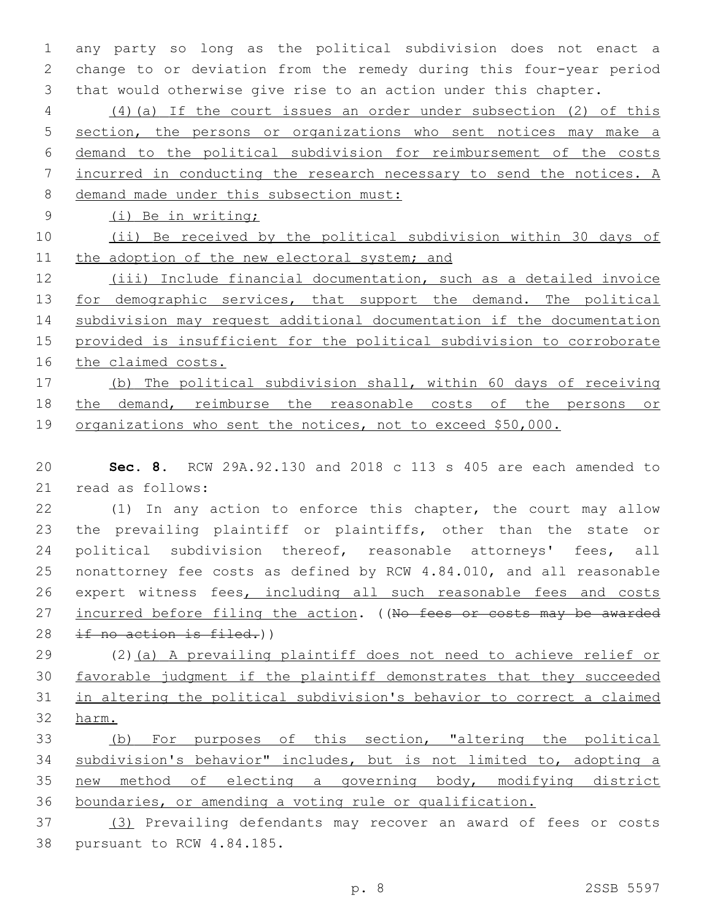any party so long as the political subdivision does not enact a change to or deviation from the remedy during this four-year period that would otherwise give rise to an action under this chapter.

(4)(a) If the court issues an order under subsection (2) of this section, the persons or organizations who sent notices may make a demand to the political subdivision for reimbursement of the costs incurred in conducting the research necessary to send the notices. A demand made under this subsection must:

(i) Be in writing;

(ii) Be received by the political subdivision within 30 days of the adoption of the new electoral system; and

(iii) Include financial documentation, such as a detailed invoice for demographic services, that support the demand. The political subdivision may request additional documentation if the documentation provided is insufficient for the political subdivision to corroborate the claimed costs.

(b) The political subdivision shall, within 60 days of receiving the demand, reimburse the reasonable costs of the persons or organizations who sent the notices, not to exceed $50,000.

**Sec. 8.** RCW 29A.92.130 and 2018 c 113 s 405 are each amended to read as follows:

(1) In any action to enforce this chapter, the court may allow the prevailing plaintiff or plaintiffs, other than the state or political subdivision thereof, reasonable attorneys' fees, all nonattorney fee costs as defined by RCW 4.84.010, and all reasonable expert witness fees, including all such reasonable fees and costs incurred before filing the action. ((~~No fees or costs may be awarded if no action is filed.~~))

(2)(a) A prevailing plaintiff does not need to achieve relief or favorable judgment if the plaintiff demonstrates that they succeeded in altering the political subdivision's behavior to correct a claimed harm.

(b) For purposes of this section, "altering the political subdivision's behavior" includes, but is not limited to, adopting a new method of electing a governing body, modifying district boundaries, or amending a voting rule or qualification.

(3) Prevailing defendants may recover an award of fees or costs pursuant to RCW 4.84.185.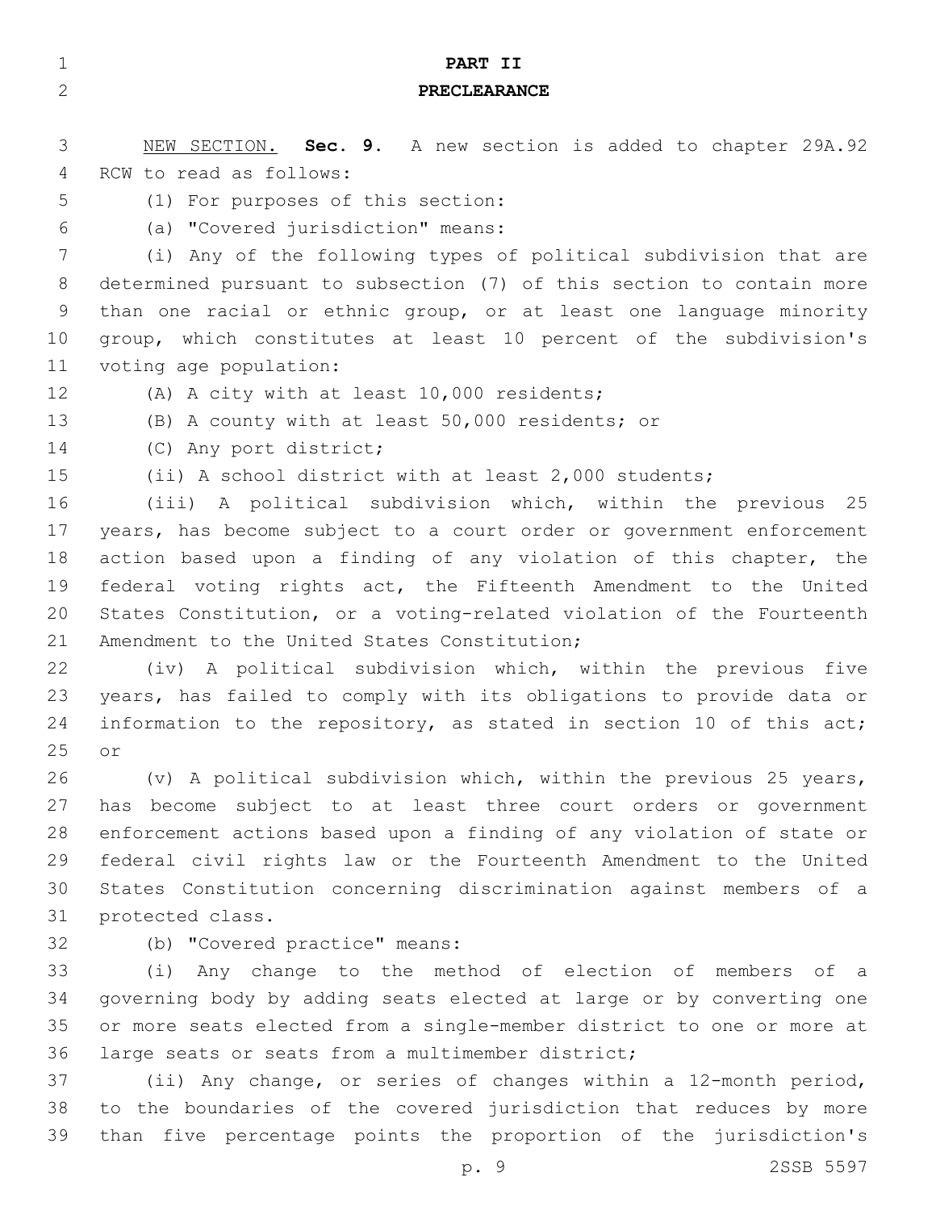# PART II

## PRECLEARANCE

NEW SECTION. **Sec. 9.** A new section is added to chapter 29A.92 RCW to read as follows:

(1) For purposes of this section:

(a) "Covered jurisdiction" means:

(i) Any of the following types of political subdivision that are determined pursuant to subsection (7) of this section to contain more than one racial or ethnic group, or at least one language minority group, which constitutes at least 10 percent of the subdivision's voting age population:

(A) A city with at least 10,000 residents;

(B) A county with at least 50,000 residents; or

(C) Any port district;

(ii) A school district with at least 2,000 students;

(iii) A political subdivision which, within the previous 25 years, has become subject to a court order or government enforcement action based upon a finding of any violation of this chapter, the federal voting rights act, the Fifteenth Amendment to the United States Constitution, or a voting-related violation of the Fourteenth Amendment to the United States Constitution;

(iv) A political subdivision which, within the previous five years, has failed to comply with its obligations to provide data or information to the repository, as stated in section 10 of this act; or

(v) A political subdivision which, within the previous 25 years, has become subject to at least three court orders or government enforcement actions based upon a finding of any violation of state or federal civil rights law or the Fourteenth Amendment to the United States Constitution concerning discrimination against members of a protected class.

(b) "Covered practice" means:

(i) Any change to the method of election of members of a governing body by adding seats elected at large or by converting one or more seats elected from a single-member district to one or more at large seats or seats from a multimember district;

(ii) Any change, or series of changes within a 12-month period, to the boundaries of the covered jurisdiction that reduces by more than five percentage points the proportion of the jurisdiction's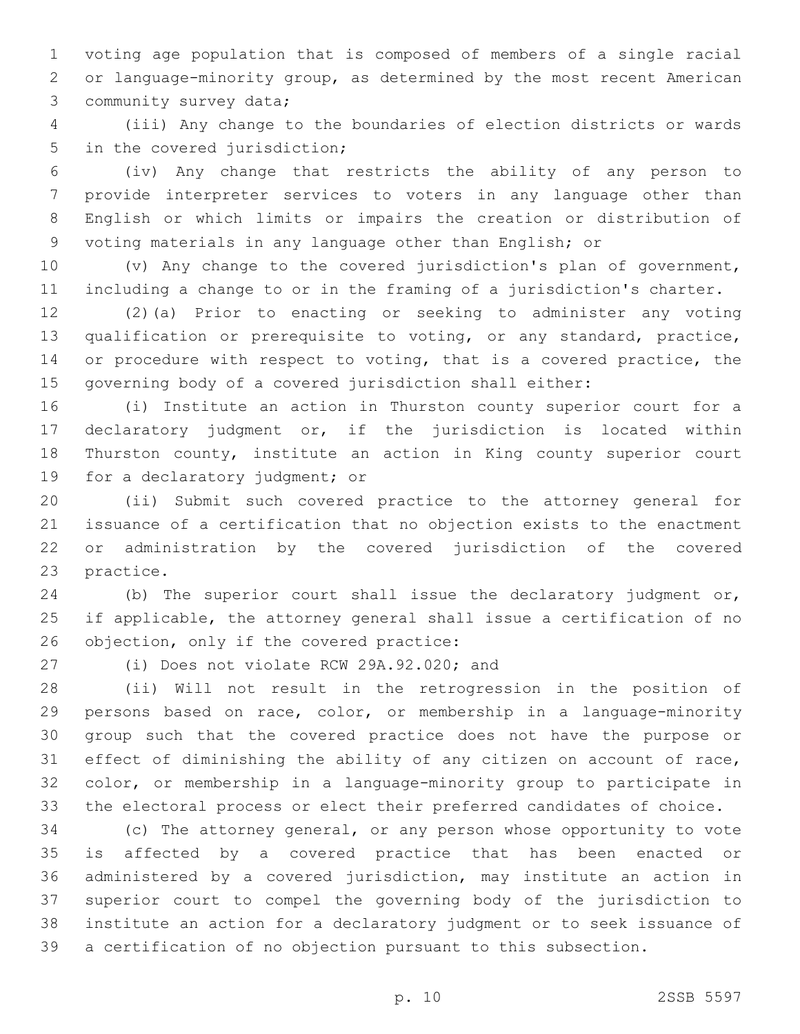voting age population that is composed of members of a single racial or language-minority group, as determined by the most recent American community survey data;

(iii) Any change to the boundaries of election districts or wards in the covered jurisdiction;

(iv) Any change that restricts the ability of any person to provide interpreter services to voters in any language other than English or which limits or impairs the creation or distribution of voting materials in any language other than English; or

(v) Any change to the covered jurisdiction's plan of government, including a change to or in the framing of a jurisdiction's charter.

(2)(a) Prior to enacting or seeking to administer any voting qualification or prerequisite to voting, or any standard, practice, or procedure with respect to voting, that is a covered practice, the governing body of a covered jurisdiction shall either:

(i) Institute an action in Thurston county superior court for a declaratory judgment or, if the jurisdiction is located within Thurston county, institute an action in King county superior court for a declaratory judgment; or

(ii) Submit such covered practice to the attorney general for issuance of a certification that no objection exists to the enactment or administration by the covered jurisdiction of the covered practice.

(b) The superior court shall issue the declaratory judgment or, if applicable, the attorney general shall issue a certification of no objection, only if the covered practice:

(i) Does not violate RCW 29A.92.020; and

(ii) Will not result in the retrogression in the position of persons based on race, color, or membership in a language-minority group such that the covered practice does not have the purpose or effect of diminishing the ability of any citizen on account of race, color, or membership in a language-minority group to participate in the electoral process or elect their preferred candidates of choice.

(c) The attorney general, or any person whose opportunity to vote is affected by a covered practice that has been enacted or administered by a covered jurisdiction, may institute an action in superior court to compel the governing body of the jurisdiction to institute an action for a declaratory judgment or to seek issuance of a certification of no objection pursuant to this subsection.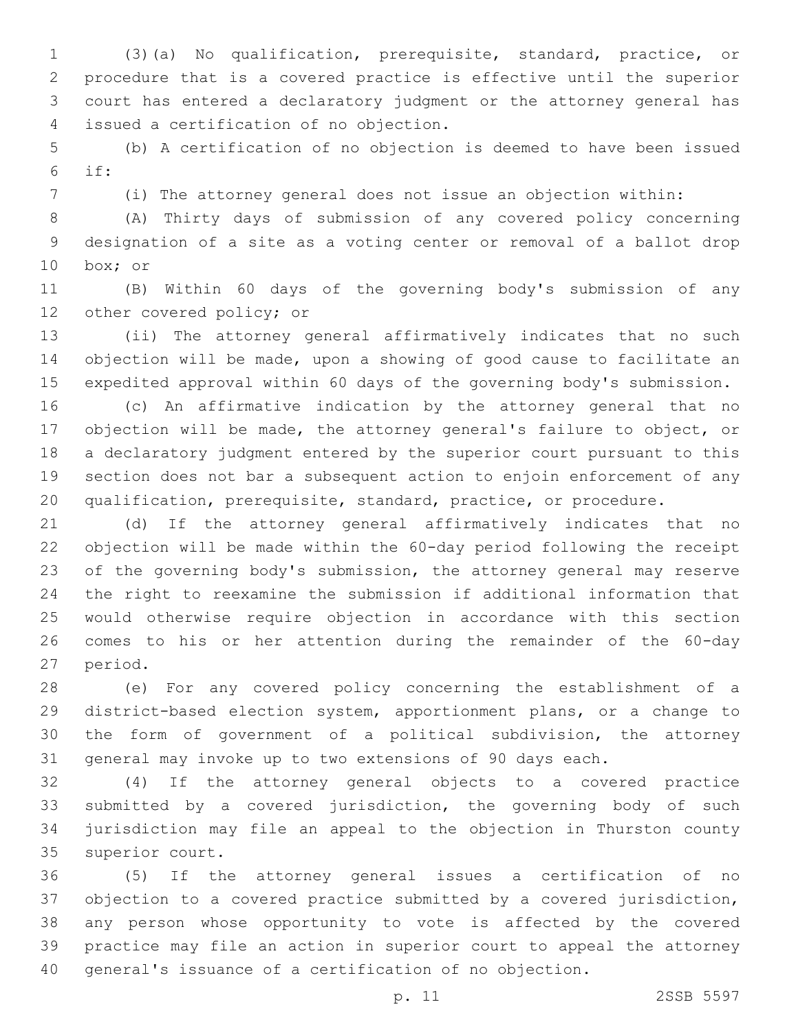(3)(a) No qualification, prerequisite, standard, practice, or procedure that is a covered practice is effective until the superior court has entered a declaratory judgment or the attorney general has issued a certification of no objection.

(b) A certification of no objection is deemed to have been issued if:

(i) The attorney general does not issue an objection within:

(A) Thirty days of submission of any covered policy concerning designation of a site as a voting center or removal of a ballot drop box; or

(B) Within 60 days of the governing body's submission of any other covered policy; or

(ii) The attorney general affirmatively indicates that no such objection will be made, upon a showing of good cause to facilitate an expedited approval within 60 days of the governing body's submission.

(c) An affirmative indication by the attorney general that no objection will be made, the attorney general's failure to object, or a declaratory judgment entered by the superior court pursuant to this section does not bar a subsequent action to enjoin enforcement of any qualification, prerequisite, standard, practice, or procedure.

(d) If the attorney general affirmatively indicates that no objection will be made within the 60-day period following the receipt of the governing body's submission, the attorney general may reserve the right to reexamine the submission if additional information that would otherwise require objection in accordance with this section comes to his or her attention during the remainder of the 60-day period.

(e) For any covered policy concerning the establishment of a district-based election system, apportionment plans, or a change to the form of government of a political subdivision, the attorney general may invoke up to two extensions of 90 days each.

(4) If the attorney general objects to a covered practice submitted by a covered jurisdiction, the governing body of such jurisdiction may file an appeal to the objection in Thurston county superior court.

(5) If the attorney general issues a certification of no objection to a covered practice submitted by a covered jurisdiction, any person whose opportunity to vote is affected by the covered practice may file an action in superior court to appeal the attorney general's issuance of a certification of no objection.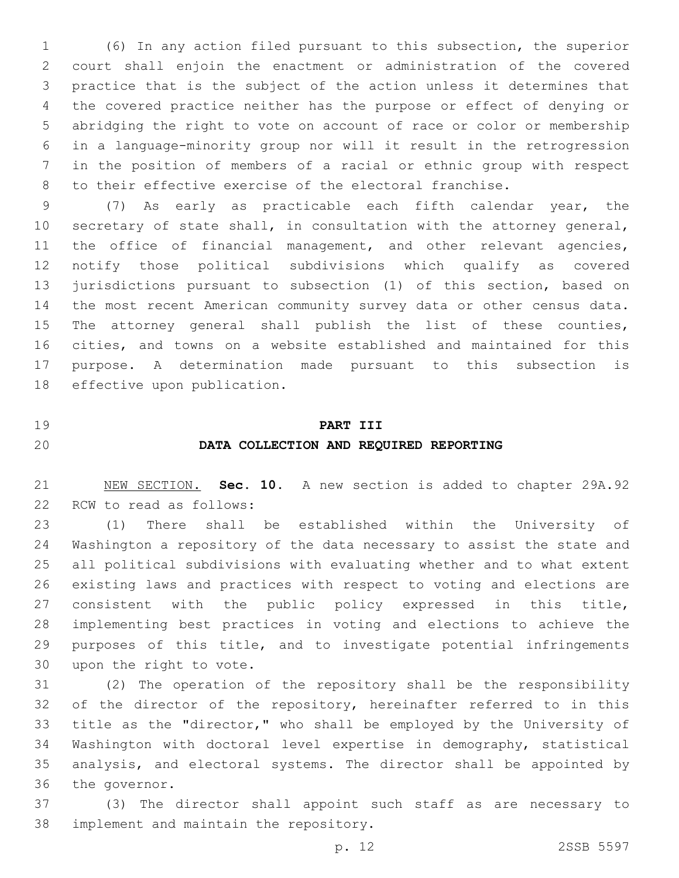(6) In any action filed pursuant to this subsection, the superior court shall enjoin the enactment or administration of the covered practice that is the subject of the action unless it determines that the covered practice neither has the purpose or effect of denying or abridging the right to vote on account of race or color or membership in a language-minority group nor will it result in the retrogression in the position of members of a racial or ethnic group with respect to their effective exercise of the electoral franchise.

(7) As early as practicable each fifth calendar year, the secretary of state shall, in consultation with the attorney general, the office of financial management, and other relevant agencies, notify those political subdivisions which qualify as covered jurisdictions pursuant to subsection (1) of this section, based on the most recent American community survey data or other census data. The attorney general shall publish the list of these counties, cities, and towns on a website established and maintained for this purpose. A determination made pursuant to this subsection is effective upon publication.

## PART III
## DATA COLLECTION AND REQUIRED REPORTING

NEW SECTION. **Sec. 10.** A new section is added to chapter 29A.92 RCW to read as follows:

(1) There shall be established within the University of Washington a repository of the data necessary to assist the state and all political subdivisions with evaluating whether and to what extent existing laws and practices with respect to voting and elections are consistent with the public policy expressed in this title, implementing best practices in voting and elections to achieve the purposes of this title, and to investigate potential infringements upon the right to vote.

(2) The operation of the repository shall be the responsibility of the director of the repository, hereinafter referred to in this title as the "director," who shall be employed by the University of Washington with doctoral level expertise in demography, statistical analysis, and electoral systems. The director shall be appointed by the governor.

(3) The director shall appoint such staff as are necessary to implement and maintain the repository.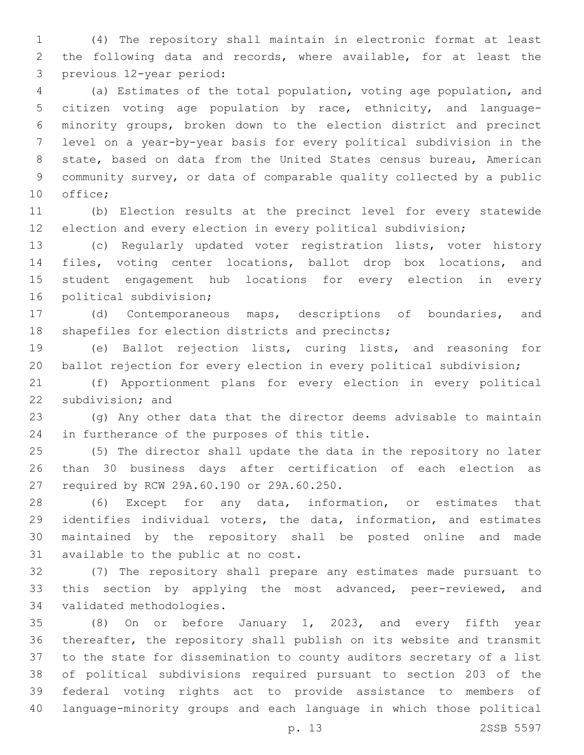(4) The repository shall maintain in electronic format at least the following data and records, where available, for at least the previous 12-year period:

(a) Estimates of the total population, voting age population, and citizen voting age population by race, ethnicity, and language-minority groups, broken down to the election district and precinct level on a year-by-year basis for every political subdivision in the state, based on data from the United States census bureau, American community survey, or data of comparable quality collected by a public office;

(b) Election results at the precinct level for every statewide election and every election in every political subdivision;

(c) Regularly updated voter registration lists, voter history files, voting center locations, ballot drop box locations, and student engagement hub locations for every election in every political subdivision;

(d) Contemporaneous maps, descriptions of boundaries, and shapefiles for election districts and precincts;

(e) Ballot rejection lists, curing lists, and reasoning for ballot rejection for every election in every political subdivision;

(f) Apportionment plans for every election in every political subdivision; and

(g) Any other data that the director deems advisable to maintain in furtherance of the purposes of this title.

(5) The director shall update the data in the repository no later than 30 business days after certification of each election as required by RCW 29A.60.190 or 29A.60.250.

(6) Except for any data, information, or estimates that identifies individual voters, the data, information, and estimates maintained by the repository shall be posted online and made available to the public at no cost.

(7) The repository shall prepare any estimates made pursuant to this section by applying the most advanced, peer-reviewed, and validated methodologies.

(8) On or before January 1, 2023, and every fifth year thereafter, the repository shall publish on its website and transmit to the state for dissemination to county auditors secretary of a list of political subdivisions required pursuant to section 203 of the federal voting rights act to provide assistance to members of language-minority groups and each language in which those political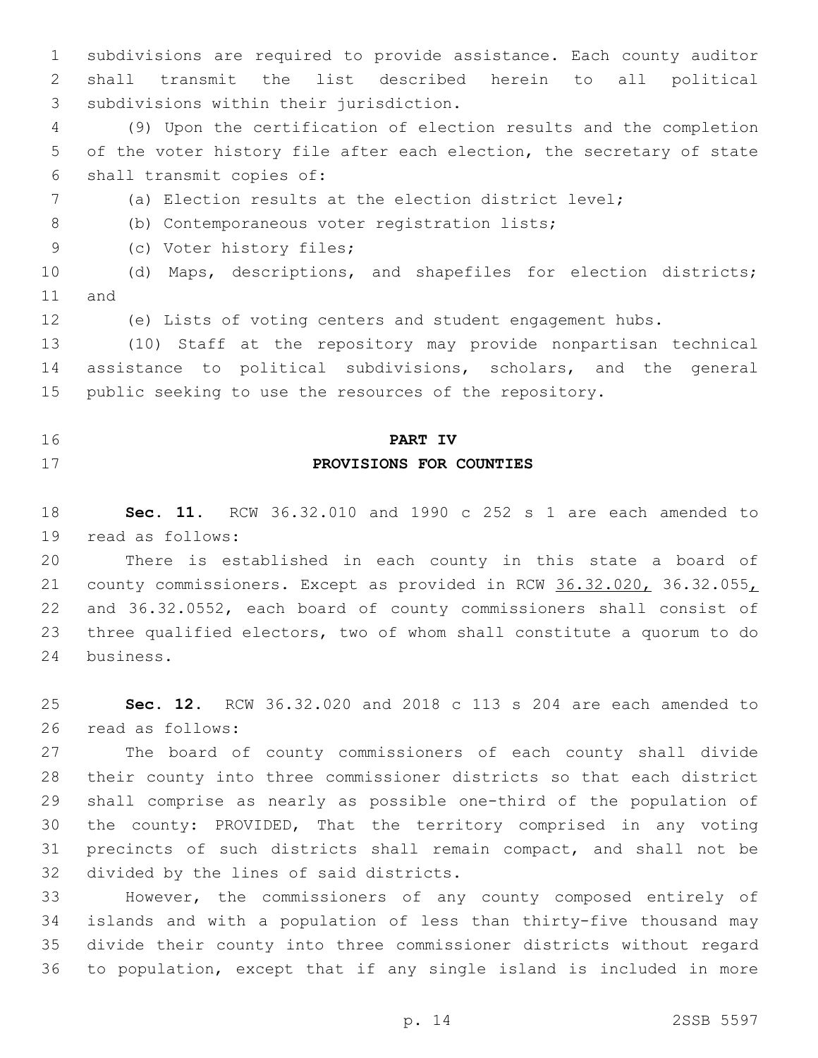subdivisions are required to provide assistance. Each county auditor shall transmit the list described herein to all political subdivisions within their jurisdiction.

(9) Upon the certification of election results and the completion of the voter history file after each election, the secretary of state shall transmit copies of:

(a) Election results at the election district level;

(b) Contemporaneous voter registration lists;

(c) Voter history files;

(d) Maps, descriptions, and shapefiles for election districts; and

(e) Lists of voting centers and student engagement hubs.

(10) Staff at the repository may provide nonpartisan technical assistance to political subdivisions, scholars, and the general public seeking to use the resources of the repository.

## PART IV
## PROVISIONS FOR COUNTIES

**Sec. 11.** RCW 36.32.010 and 1990 c 252 s 1 are each amended to read as follows:

There is established in each county in this state a board of county commissioners. Except as provided in RCW 36.32.020, 36.32.055, and 36.32.0552, each board of county commissioners shall consist of three qualified electors, two of whom shall constitute a quorum to do business.

**Sec. 12.** RCW 36.32.020 and 2018 c 113 s 204 are each amended to read as follows:

The board of county commissioners of each county shall divide their county into three commissioner districts so that each district shall comprise as nearly as possible one-third of the population of the county: PROVIDED, That the territory comprised in any voting precincts of such districts shall remain compact, and shall not be divided by the lines of said districts.

However, the commissioners of any county composed entirely of islands and with a population of less than thirty-five thousand may divide their county into three commissioner districts without regard to population, except that if any single island is included in more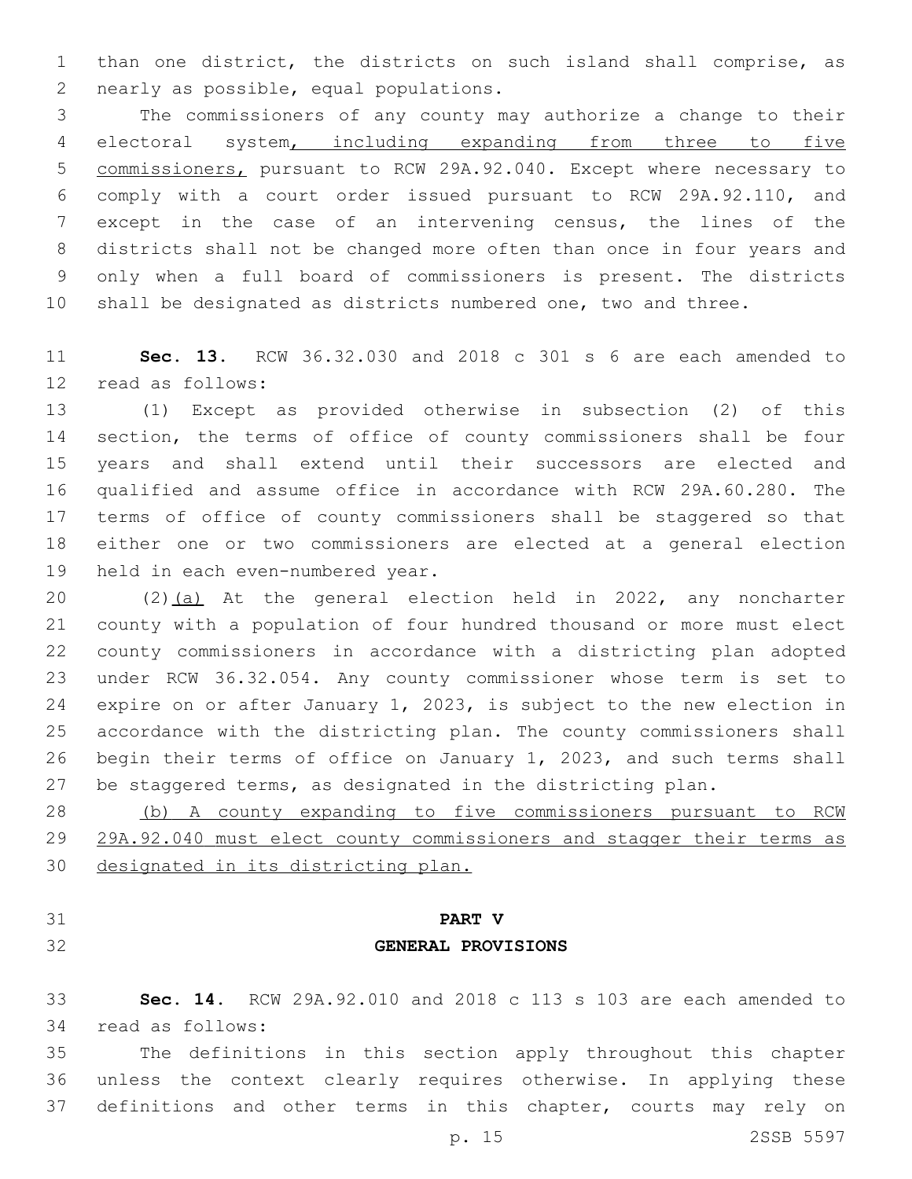than one district, the districts on such island shall comprise, as nearly as possible, equal populations.

The commissioners of any county may authorize a change to their electoral system, including expanding from three to five commissioners, pursuant to RCW 29A.92.040. Except where necessary to comply with a court order issued pursuant to RCW 29A.92.110, and except in the case of an intervening census, the lines of the districts shall not be changed more often than once in four years and only when a full board of commissioners is present. The districts shall be designated as districts numbered one, two and three.

**Sec. 13.** RCW 36.32.030 and 2018 c 301 s 6 are each amended to read as follows:

(1) Except as provided otherwise in subsection (2) of this section, the terms of office of county commissioners shall be four years and shall extend until their successors are elected and qualified and assume office in accordance with RCW 29A.60.280. The terms of office of county commissioners shall be staggered so that either one or two commissioners are elected at a general election held in each even-numbered year.

(2)(a) At the general election held in 2022, any noncharter county with a population of four hundred thousand or more must elect county commissioners in accordance with a districting plan adopted under RCW 36.32.054. Any county commissioner whose term is set to expire on or after January 1, 2023, is subject to the new election in accordance with the districting plan. The county commissioners shall begin their terms of office on January 1, 2023, and such terms shall be staggered terms, as designated in the districting plan.

(b) A county expanding to five commissioners pursuant to RCW 29A.92.040 must elect county commissioners and stagger their terms as designated in its districting plan.

## PART V
## GENERAL PROVISIONS

**Sec. 14.** RCW 29A.92.010 and 2018 c 113 s 103 are each amended to read as follows:

The definitions in this section apply throughout this chapter unless the context clearly requires otherwise. In applying these definitions and other terms in this chapter, courts may rely on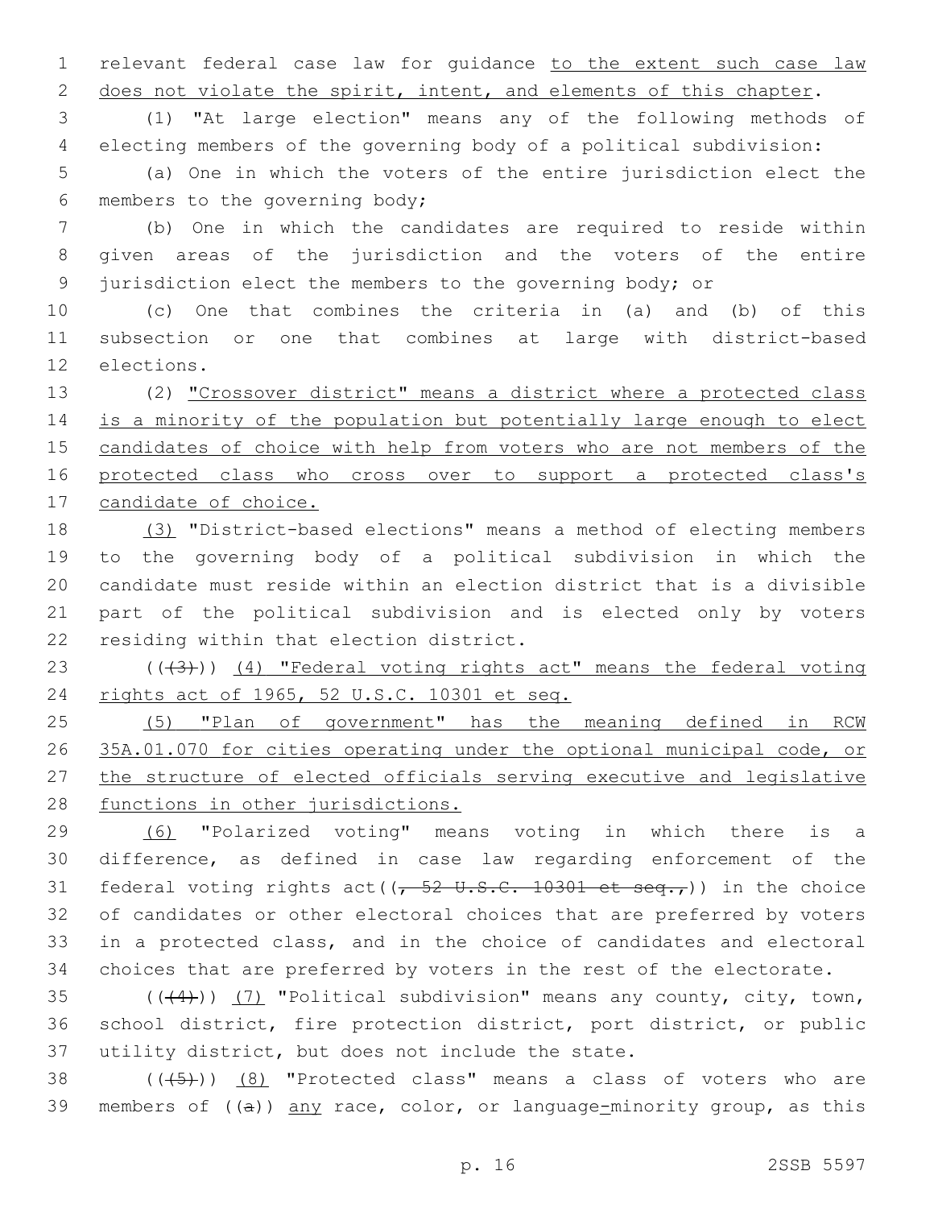relevant federal case law for guidance to the extent such case law does not violate the spirit, intent, and elements of this chapter.

(1) "At large election" means any of the following methods of electing members of the governing body of a political subdivision:

(a) One in which the voters of the entire jurisdiction elect the members to the governing body;

(b) One in which the candidates are required to reside within given areas of the jurisdiction and the voters of the entire jurisdiction elect the members to the governing body; or

(c) One that combines the criteria in (a) and (b) of this subsection or one that combines at large with district-based elections.

(2) "Crossover district" means a district where a protected class is a minority of the population but potentially large enough to elect candidates of choice with help from voters who are not members of the protected class who cross over to support a protected class's candidate of choice.

(3) "District-based elections" means a method of electing members to the governing body of a political subdivision in which the candidate must reside within an election district that is a divisible part of the political subdivision and is elected only by voters residing within that election district.

(((3))) (4) "Federal voting rights act" means the federal voting rights act of 1965, 52 U.S.C. 10301 et seq.

(5) "Plan of government" has the meaning defined in RCW 35A.01.070 for cities operating under the optional municipal code, or the structure of elected officials serving executive and legislative functions in other jurisdictions.

(6) "Polarized voting" means voting in which there is a difference, as defined in case law regarding enforcement of the federal voting rights act((, 52 U.S.C. 10301 et seq.,)) in the choice of candidates or other electoral choices that are preferred by voters in a protected class, and in the choice of candidates and electoral choices that are preferred by voters in the rest of the electorate.

(((4))) (7) "Political subdivision" means any county, city, town, school district, fire protection district, port district, or public utility district, but does not include the state.

(((5))) (8) "Protected class" means a class of voters who are members of ((a)) any race, color, or language-minority group, as this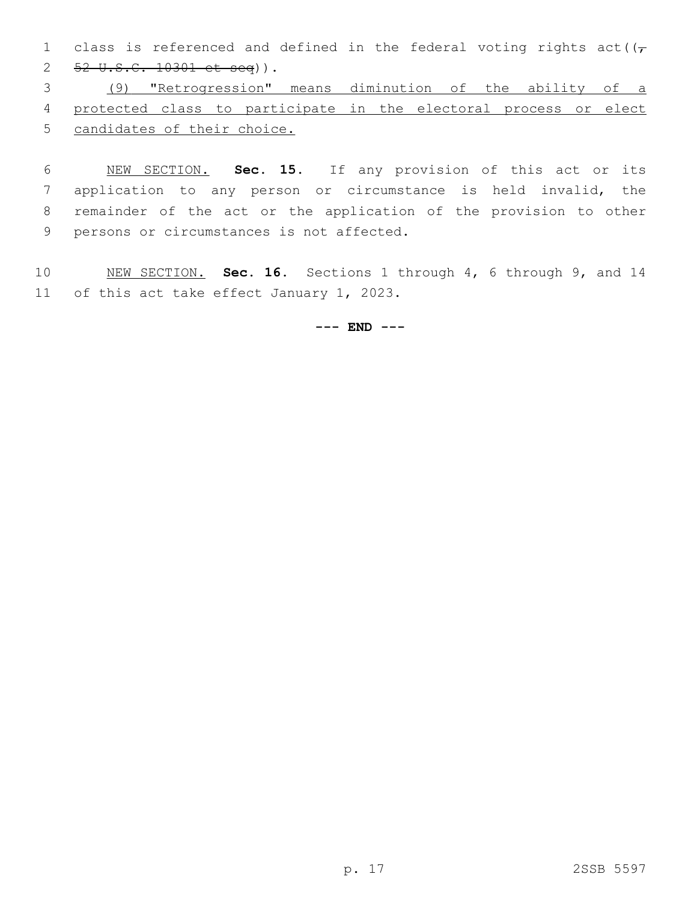class is referenced and defined in the federal voting rights act((, ~~52 U.S.C. 10301 et seq~~)).

(9) "Retrogression" means diminution of the ability of a protected class to participate in the electoral process or elect candidates of their choice.

NEW SECTION. **Sec. 15.** If any provision of this act or its application to any person or circumstance is held invalid, the remainder of the act or the application of the provision to other persons or circumstances is not affected.

NEW SECTION. **Sec. 16.** Sections 1 through 4, 6 through 9, and 14 of this act take effect January 1, 2023.

**--- END ---**